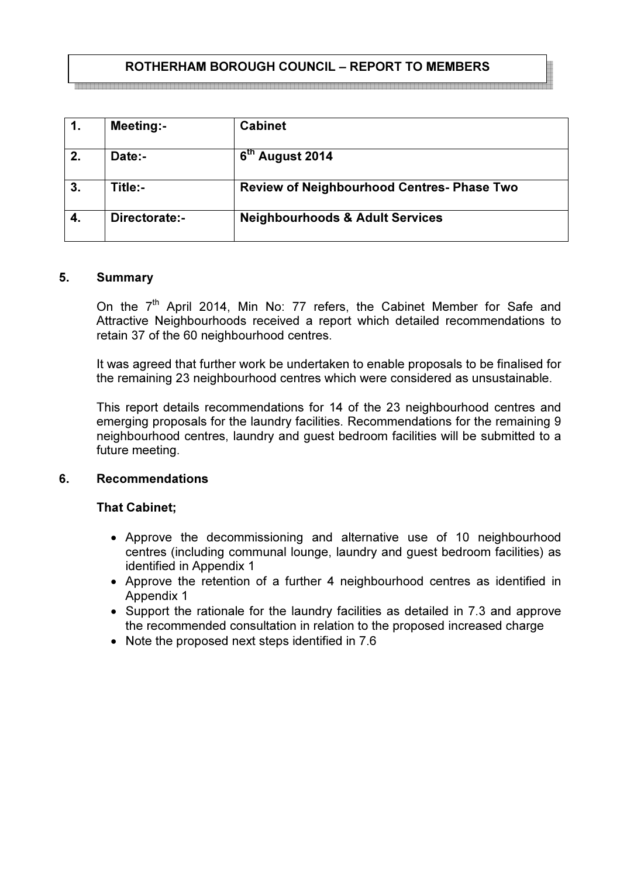# ROTHERHAM BOROUGH COUNCIL – REPORT TO MEMBERS

| 1. | Meeting:- | Cabinet |
|---|---|---|
| 2. | Date:- | 6th August 2014 |
| 3. | Title:- | Review of Neighbourhood Centres- Phase Two |
| 4. | Directorate:- | Neighbourhoods & Adult Services |

## 5. Summary

On the 7th April 2014, Min No: 77 refers, the Cabinet Member for Safe and Attractive Neighbourhoods received a report which detailed recommendations to retain 37 of the 60 neighbourhood centres.

It was agreed that further work be undertaken to enable proposals to be finalised for the remaining 23 neighbourhood centres which were considered as unsustainable.

This report details recommendations for 14 of the 23 neighbourhood centres and emerging proposals for the laundry facilities. Recommendations for the remaining 9 neighbourhood centres, laundry and guest bedroom facilities will be submitted to a future meeting.

## 6. Recommendations

**That Cabinet;**

- Approve the decommissioning and alternative use of 10 neighbourhood centres (including communal lounge, laundry and guest bedroom facilities) as identified in Appendix 1
- Approve the retention of a further 4 neighbourhood centres as identified in Appendix 1
- Support the rationale for the laundry facilities as detailed in 7.3 and approve the recommended consultation in relation to the proposed increased charge
- Note the proposed next steps identified in 7.6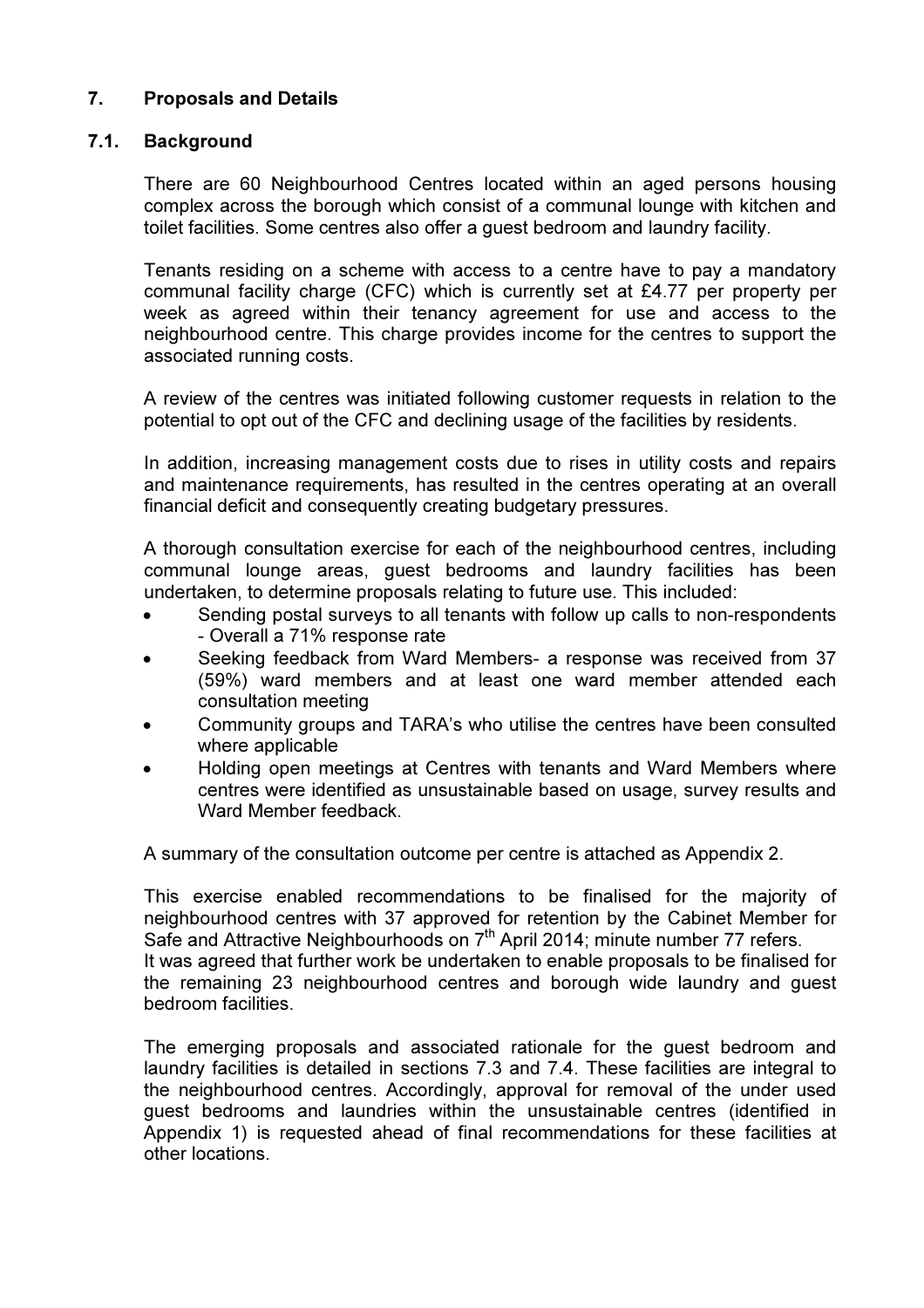## 7. Proposals and Details

### 7.1. Background

There are 60 Neighbourhood Centres located within an aged persons housing complex across the borough which consist of a communal lounge with kitchen and toilet facilities. Some centres also offer a guest bedroom and laundry facility.

Tenants residing on a scheme with access to a centre have to pay a mandatory communal facility charge (CFC) which is currently set at £4.77 per property per week as agreed within their tenancy agreement for use and access to the neighbourhood centre. This charge provides income for the centres to support the associated running costs.

A review of the centres was initiated following customer requests in relation to the potential to opt out of the CFC and declining usage of the facilities by residents.

In addition, increasing management costs due to rises in utility costs and repairs and maintenance requirements, has resulted in the centres operating at an overall financial deficit and consequently creating budgetary pressures.

A thorough consultation exercise for each of the neighbourhood centres, including communal lounge areas, guest bedrooms and laundry facilities has been undertaken, to determine proposals relating to future use. This included:

- Sending postal surveys to all tenants with follow up calls to non-respondents - Overall a 71% response rate
- Seeking feedback from Ward Members- a response was received from 37 (59%) ward members and at least one ward member attended each consultation meeting
- Community groups and TARA's who utilise the centres have been consulted where applicable
- Holding open meetings at Centres with tenants and Ward Members where centres were identified as unsustainable based on usage, survey results and Ward Member feedback.

A summary of the consultation outcome per centre is attached as Appendix 2.

This exercise enabled recommendations to be finalised for the majority of neighbourhood centres with 37 approved for retention by the Cabinet Member for Safe and Attractive Neighbourhoods on 7th April 2014; minute number 77 refers.
It was agreed that further work be undertaken to enable proposals to be finalised for the remaining 23 neighbourhood centres and borough wide laundry and guest bedroom facilities.

The emerging proposals and associated rationale for the guest bedroom and laundry facilities is detailed in sections 7.3 and 7.4. These facilities are integral to the neighbourhood centres. Accordingly, approval for removal of the under used guest bedrooms and laundries within the unsustainable centres (identified in Appendix 1) is requested ahead of final recommendations for these facilities at other locations.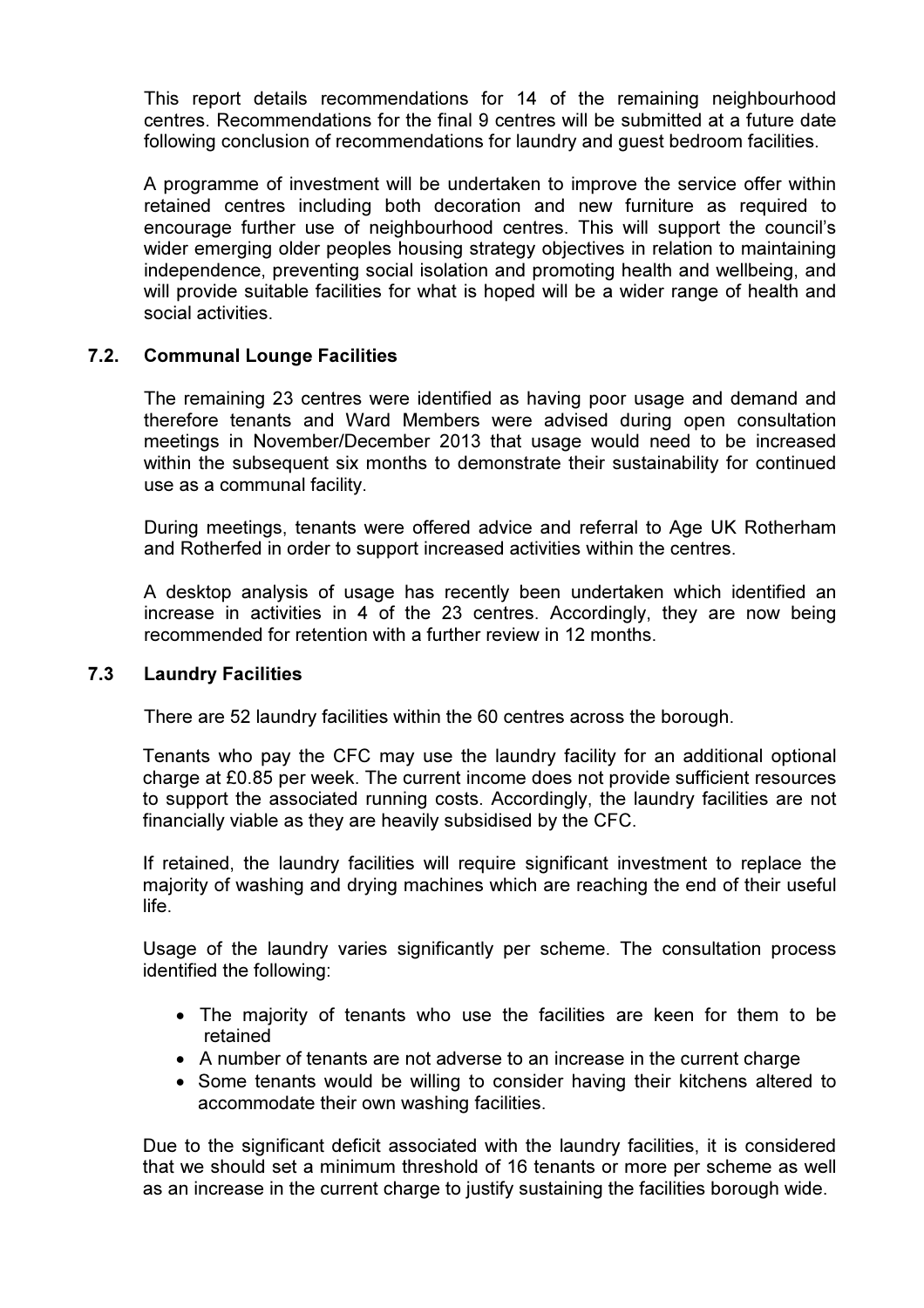This report details recommendations for 14 of the remaining neighbourhood centres. Recommendations for the final 9 centres will be submitted at a future date following conclusion of recommendations for laundry and guest bedroom facilities.

A programme of investment will be undertaken to improve the service offer within retained centres including both decoration and new furniture as required to encourage further use of neighbourhood centres. This will support the council's wider emerging older peoples housing strategy objectives in relation to maintaining independence, preventing social isolation and promoting health and wellbeing, and will provide suitable facilities for what is hoped will be a wider range of health and social activities.

### 7.2. Communal Lounge Facilities

The remaining 23 centres were identified as having poor usage and demand and therefore tenants and Ward Members were advised during open consultation meetings in November/December 2013 that usage would need to be increased within the subsequent six months to demonstrate their sustainability for continued use as a communal facility.

During meetings, tenants were offered advice and referral to Age UK Rotherham and Rotherfed in order to support increased activities within the centres.

A desktop analysis of usage has recently been undertaken which identified an increase in activities in 4 of the 23 centres. Accordingly, they are now being recommended for retention with a further review in 12 months.

### 7.3 Laundry Facilities

There are 52 laundry facilities within the 60 centres across the borough.

Tenants who pay the CFC may use the laundry facility for an additional optional charge at £0.85 per week. The current income does not provide sufficient resources to support the associated running costs. Accordingly, the laundry facilities are not financially viable as they are heavily subsidised by the CFC.

If retained, the laundry facilities will require significant investment to replace the majority of washing and drying machines which are reaching the end of their useful life.

Usage of the laundry varies significantly per scheme. The consultation process identified the following:

- The majority of tenants who use the facilities are keen for them to be retained
- A number of tenants are not adverse to an increase in the current charge
- Some tenants would be willing to consider having their kitchens altered to accommodate their own washing facilities.

Due to the significant deficit associated with the laundry facilities, it is considered that we should set a minimum threshold of 16 tenants or more per scheme as well as an increase in the current charge to justify sustaining the facilities borough wide.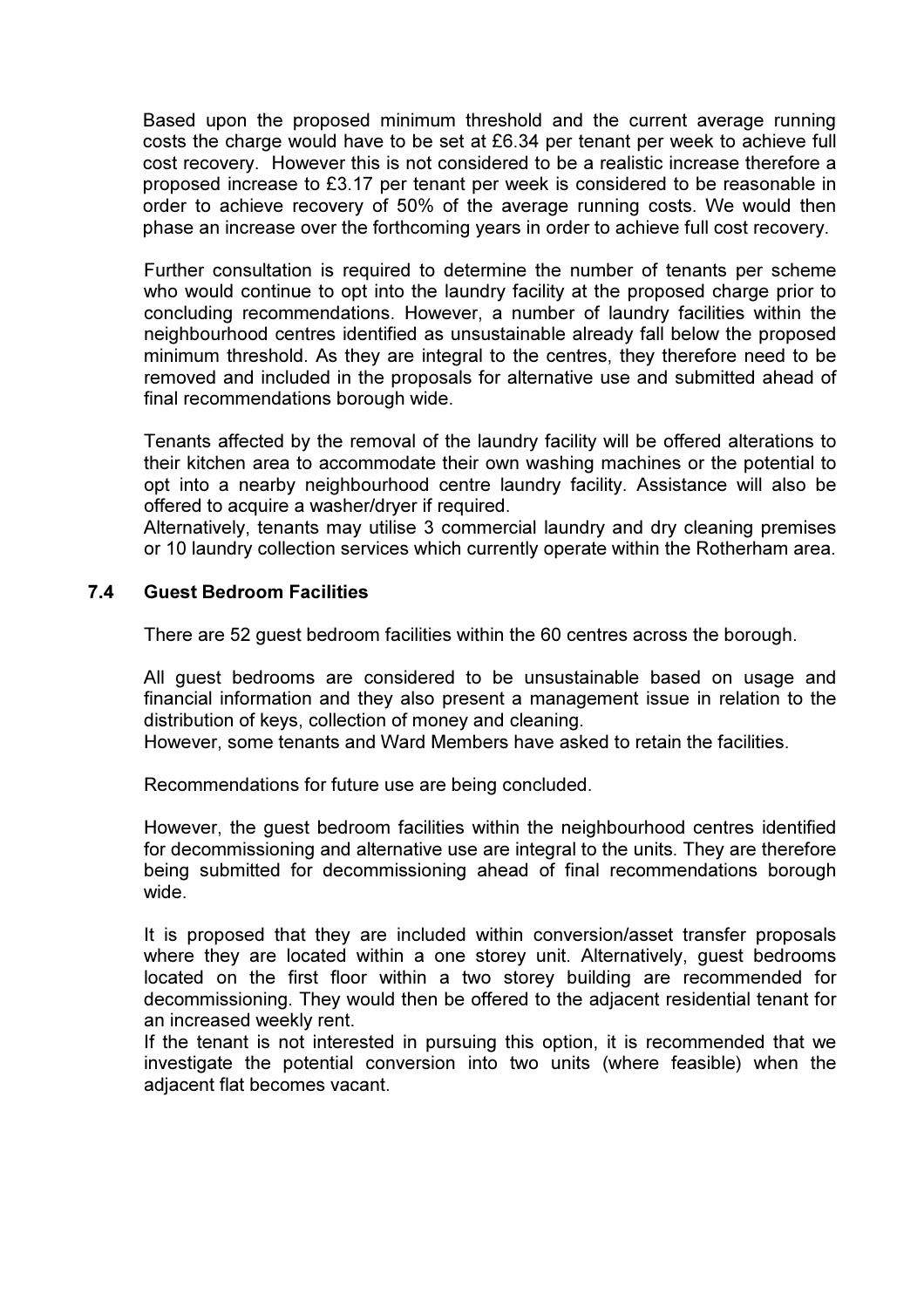Based upon the proposed minimum threshold and the current average running costs the charge would have to be set at £6.34 per tenant per week to achieve full cost recovery. However this is not considered to be a realistic increase therefore a proposed increase to £3.17 per tenant per week is considered to be reasonable in order to achieve recovery of 50% of the average running costs. We would then phase an increase over the forthcoming years in order to achieve full cost recovery.

Further consultation is required to determine the number of tenants per scheme who would continue to opt into the laundry facility at the proposed charge prior to concluding recommendations. However, a number of laundry facilities within the neighbourhood centres identified as unsustainable already fall below the proposed minimum threshold. As they are integral to the centres, they therefore need to be removed and included in the proposals for alternative use and submitted ahead of final recommendations borough wide.

Tenants affected by the removal of the laundry facility will be offered alterations to their kitchen area to accommodate their own washing machines or the potential to opt into a nearby neighbourhood centre laundry facility. Assistance will also be offered to acquire a washer/dryer if required.
Alternatively, tenants may utilise 3 commercial laundry and dry cleaning premises or 10 laundry collection services which currently operate within the Rotherham area.

### 7.4 Guest Bedroom Facilities

There are 52 guest bedroom facilities within the 60 centres across the borough.

All guest bedrooms are considered to be unsustainable based on usage and financial information and they also present a management issue in relation to the distribution of keys, collection of money and cleaning.
However, some tenants and Ward Members have asked to retain the facilities.

Recommendations for future use are being concluded.

However, the guest bedroom facilities within the neighbourhood centres identified for decommissioning and alternative use are integral to the units. They are therefore being submitted for decommissioning ahead of final recommendations borough wide.

It is proposed that they are included within conversion/asset transfer proposals where they are located within a one storey unit. Alternatively, guest bedrooms located on the first floor within a two storey building are recommended for decommissioning. They would then be offered to the adjacent residential tenant for an increased weekly rent.
If the tenant is not interested in pursuing this option, it is recommended that we investigate the potential conversion into two units (where feasible) when the adjacent flat becomes vacant.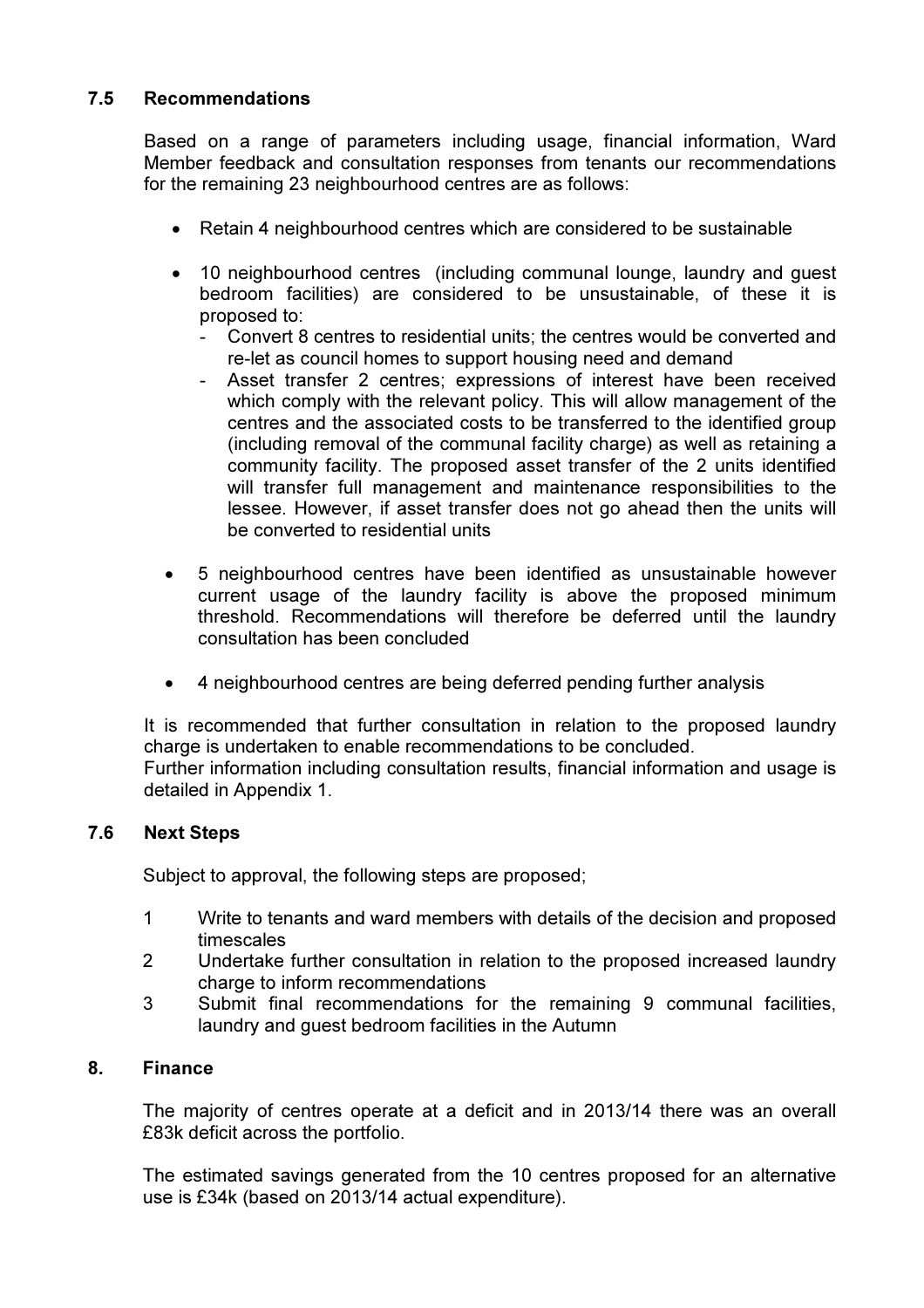### 7.5 Recommendations

Based on a range of parameters including usage, financial information, Ward Member feedback and consultation responses from tenants our recommendations for the remaining 23 neighbourhood centres are as follows:

- Retain 4 neighbourhood centres which are considered to be sustainable
- 10 neighbourhood centres (including communal lounge, laundry and guest bedroom facilities) are considered to be unsustainable, of these it is proposed to:
  - Convert 8 centres to residential units; the centres would be converted and re-let as council homes to support housing need and demand
  - Asset transfer 2 centres; expressions of interest have been received which comply with the relevant policy. This will allow management of the centres and the associated costs to be transferred to the identified group (including removal of the communal facility charge) as well as retaining a community facility. The proposed asset transfer of the 2 units identified will transfer full management and maintenance responsibilities to the lessee. However, if asset transfer does not go ahead then the units will be converted to residential units
- 5 neighbourhood centres have been identified as unsustainable however current usage of the laundry facility is above the proposed minimum threshold. Recommendations will therefore be deferred until the laundry consultation has been concluded
- 4 neighbourhood centres are being deferred pending further analysis

It is recommended that further consultation in relation to the proposed laundry charge is undertaken to enable recommendations to be concluded.
Further information including consultation results, financial information and usage is detailed in Appendix 1.

### 7.6 Next Steps

Subject to approval, the following steps are proposed;

1. Write to tenants and ward members with details of the decision and proposed timescales
2. Undertake further consultation in relation to the proposed increased laundry charge to inform recommendations
3. Submit final recommendations for the remaining 9 communal facilities, laundry and guest bedroom facilities in the Autumn

## 8. Finance

The majority of centres operate at a deficit and in 2013/14 there was an overall £83k deficit across the portfolio.

The estimated savings generated from the 10 centres proposed for an alternative use is £34k (based on 2013/14 actual expenditure).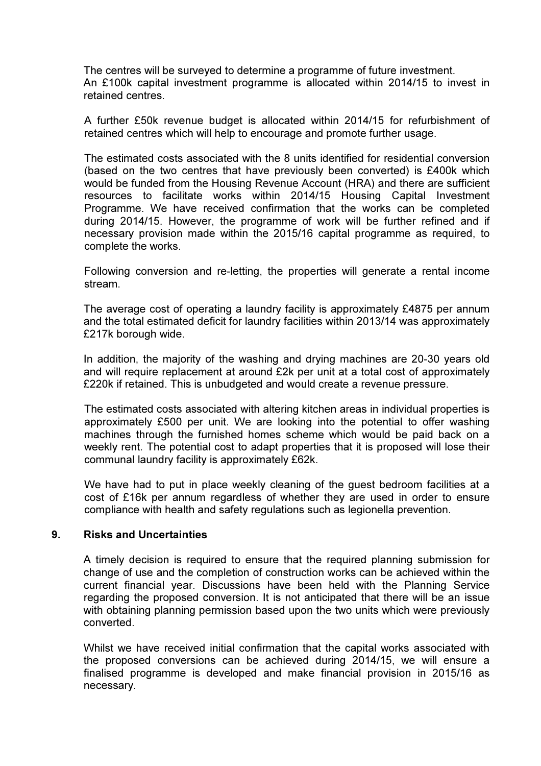The centres will be surveyed to determine a programme of future investment. An £100k capital investment programme is allocated within 2014/15 to invest in retained centres.

A further £50k revenue budget is allocated within 2014/15 for refurbishment of retained centres which will help to encourage and promote further usage.

The estimated costs associated with the 8 units identified for residential conversion (based on the two centres that have previously been converted) is £400k which would be funded from the Housing Revenue Account (HRA) and there are sufficient resources to facilitate works within 2014/15 Housing Capital Investment Programme. We have received confirmation that the works can be completed during 2014/15. However, the programme of work will be further refined and if necessary provision made within the 2015/16 capital programme as required, to complete the works.

Following conversion and re-letting, the properties will generate a rental income stream.

The average cost of operating a laundry facility is approximately £4875 per annum and the total estimated deficit for laundry facilities within 2013/14 was approximately £217k borough wide.

In addition, the majority of the washing and drying machines are 20-30 years old and will require replacement at around £2k per unit at a total cost of approximately £220k if retained. This is unbudgeted and would create a revenue pressure.

The estimated costs associated with altering kitchen areas in individual properties is approximately £500 per unit. We are looking into the potential to offer washing machines through the furnished homes scheme which would be paid back on a weekly rent. The potential cost to adapt properties that it is proposed will lose their communal laundry facility is approximately £62k.

We have had to put in place weekly cleaning of the guest bedroom facilities at a cost of £16k per annum regardless of whether they are used in order to ensure compliance with health and safety regulations such as legionella prevention.

## 9. Risks and Uncertainties

A timely decision is required to ensure that the required planning submission for change of use and the completion of construction works can be achieved within the current financial year. Discussions have been held with the Planning Service regarding the proposed conversion. It is not anticipated that there will be an issue with obtaining planning permission based upon the two units which were previously converted.

Whilst we have received initial confirmation that the capital works associated with the proposed conversions can be achieved during 2014/15, we will ensure a finalised programme is developed and make financial provision in 2015/16 as necessary.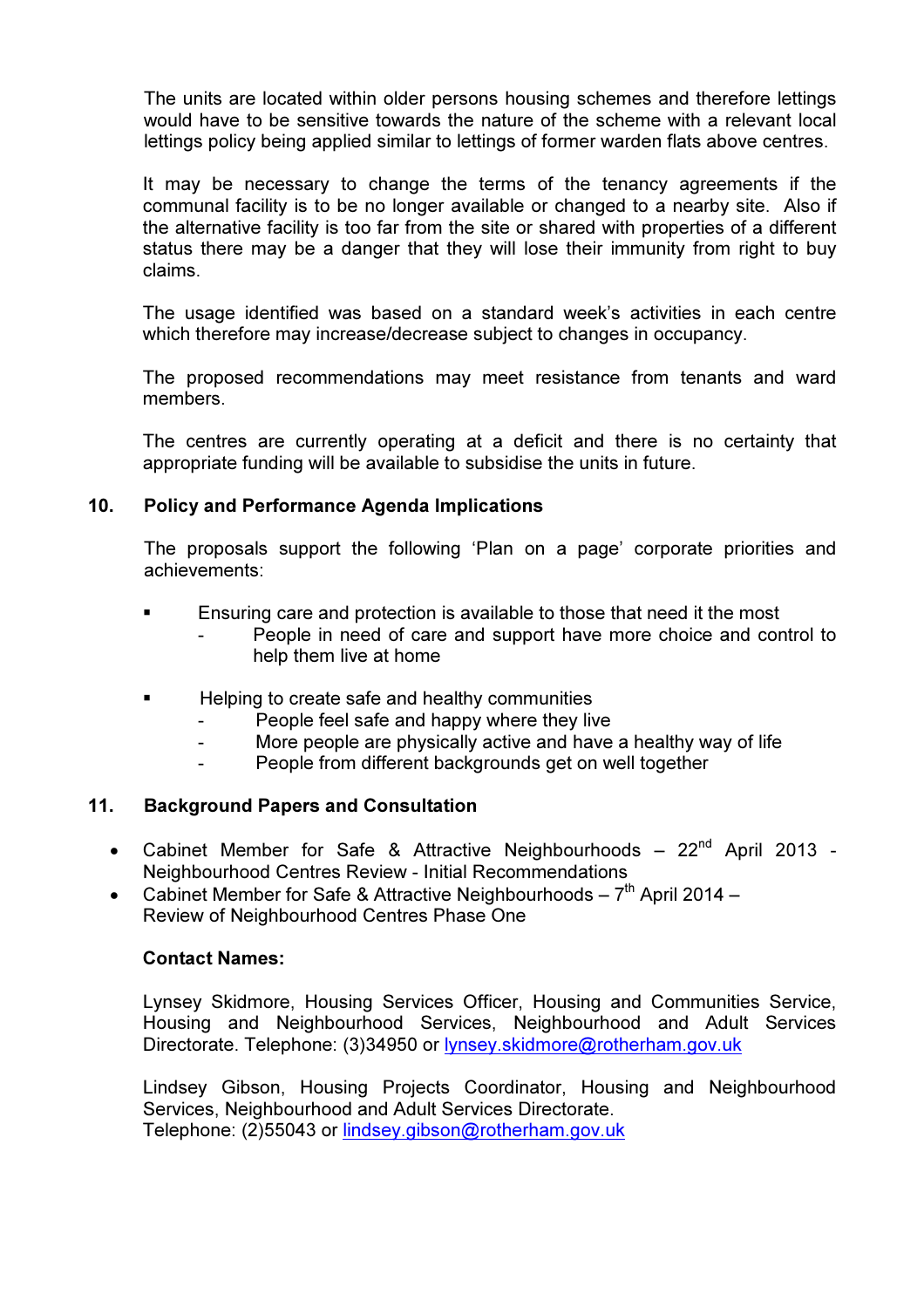The units are located within older persons housing schemes and therefore lettings would have to be sensitive towards the nature of the scheme with a relevant local lettings policy being applied similar to lettings of former warden flats above centres.

It may be necessary to change the terms of the tenancy agreements if the communal facility is to be no longer available or changed to a nearby site. Also if the alternative facility is too far from the site or shared with properties of a different status there may be a danger that they will lose their immunity from right to buy claims.

The usage identified was based on a standard week's activities in each centre which therefore may increase/decrease subject to changes in occupancy.

The proposed recommendations may meet resistance from tenants and ward members.

The centres are currently operating at a deficit and there is no certainty that appropriate funding will be available to subsidise the units in future.

## 10. Policy and Performance Agenda Implications

The proposals support the following 'Plan on a page' corporate priorities and achievements:

- Ensuring care and protection is available to those that need it the most
  - People in need of care and support have more choice and control to help them live at home

- Helping to create safe and healthy communities
  - People feel safe and happy where they live
  - More people are physically active and have a healthy way of life
  - People from different backgrounds get on well together

## 11. Background Papers and Consultation

- Cabinet Member for Safe & Attractive Neighbourhoods – 22nd April 2013 - Neighbourhood Centres Review - Initial Recommendations
- Cabinet Member for Safe & Attractive Neighbourhoods – 7th April 2014 – Review of Neighbourhood Centres Phase One

**Contact Names:**

Lynsey Skidmore, Housing Services Officer, Housing and Communities Service, Housing and Neighbourhood Services, Neighbourhood and Adult Services Directorate. Telephone: (3)34950 or lynsey.skidmore@rotherham.gov.uk

Lindsey Gibson, Housing Projects Coordinator, Housing and Neighbourhood Services, Neighbourhood and Adult Services Directorate.
Telephone: (2)55043 or lindsey.gibson@rotherham.gov.uk